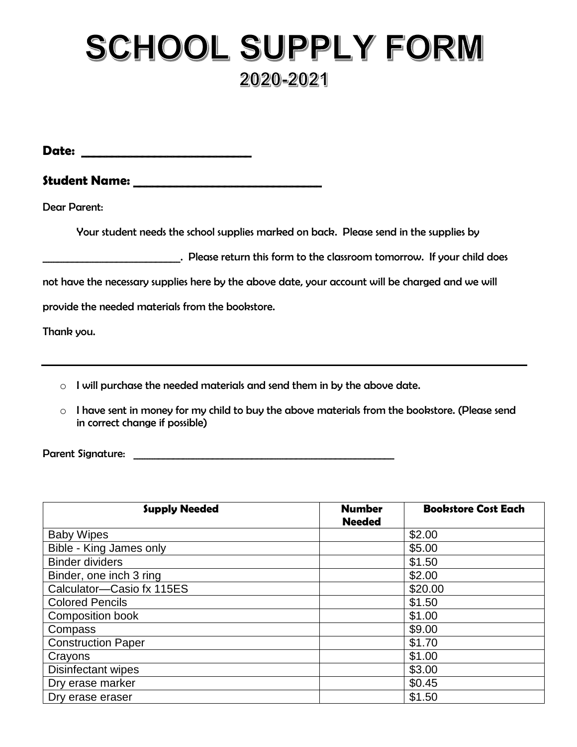# SCHOOL SUPPLY FORM

## 2020-2021

**Date: ______________________________**

**Student Name: _________________________________**

Dear Parent:

Your student needs the school supplies marked on back. Please send in the supplies by

__________________________. Please return this form to the classroom tomorrow. If your child does not have the necessary supplies here by the above date, your account will be charged and we will provide the needed materials from the bookstore.

Thank you.

---

- ○ I will purchase the needed materials and send them in by the above date.
- ○ I have sent in money for my child to buy the above materials from the bookstore. (Please send in correct change if possible)

Parent Signature: _____________________________________________________

| Supply Needed | Number Needed | Bookstore Cost Each |
|---|---|---|
| Baby Wipes | | $2.00 |
| Bible - King James only | | $5.00 |
| Binder dividers | | $1.50 |
| Binder, one inch 3 ring | | $2.00 |
| Calculator—Casio fx 115ES | | $20.00 |
| Colored Pencils | | $1.50 |
| Composition book | | $1.00 |
| Compass | | $9.00 |
| Construction Paper | | $1.70 |
| Crayons | | $1.00 |
| Disinfectant wipes | | $3.00 |
| Dry erase marker | | $0.45 |
| Dry erase eraser | | $1.50 |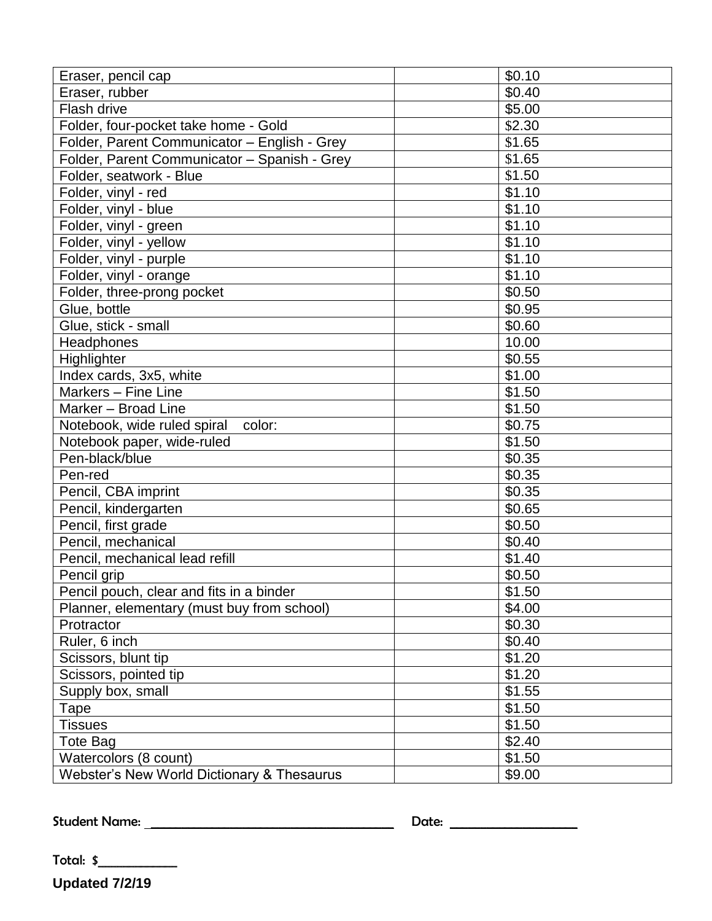| | | |
|---|---|---|
| Eraser, pencil cap | | $0.10 |
| Eraser, rubber | | $0.40 |
| Flash drive | | $5.00 |
| Folder, four-pocket take home - Gold | | $2.30 |
| Folder, Parent Communicator – English - Grey | | $1.65 |
| Folder, Parent Communicator – Spanish - Grey | | $1.65 |
| Folder, seatwork - Blue | | $1.50 |
| Folder, vinyl - red | | $1.10 |
| Folder, vinyl - blue | | $1.10 |
| Folder, vinyl - green | | $1.10 |
| Folder, vinyl - yellow | | $1.10 |
| Folder, vinyl - purple | | $1.10 |
| Folder, vinyl - orange | | $1.10 |
| Folder, three-prong pocket | | $0.50 |
| Glue, bottle | | $0.95 |
| Glue, stick - small | | $0.60 |
| Headphones | | 10.00 |
| Highlighter | | $0.55 |
| Index cards, 3x5, white | | $1.00 |
| Markers – Fine Line | | $1.50 |
| Marker – Broad Line | | $1.50 |
| Notebook, wide ruled spiral color: | | $0.75 |
| Notebook paper, wide-ruled | | $1.50 |
| Pen-black/blue | | $0.35 |
| Pen-red | | $0.35 |
| Pencil, CBA imprint | | $0.35 |
| Pencil, kindergarten | | $0.65 |
| Pencil, first grade | | $0.50 |
| Pencil, mechanical | | $0.40 |
| Pencil, mechanical lead refill | | $1.40 |
| Pencil grip | | $0.50 |
| Pencil pouch, clear and fits in a binder | | $1.50 |
| Planner, elementary (must buy from school) | | $4.00 |
| Protractor | | $0.30 |
| Ruler, 6 inch | | $0.40 |
| Scissors, blunt tip | | $1.20 |
| Scissors, pointed tip | | $1.20 |
| Supply box, small | | $1.55 |
| Tape | | $1.50 |
| Tissues | | $1.50 |
| Tote Bag | | $2.40 |
| Watercolors (8 count) | | $1.50 |
| Webster's New World Dictionary & Thesaurus | | $9.00 |

Student Name: ____________________________________ Date: ___________________

Total: $____________

**Updated 7/2/19**